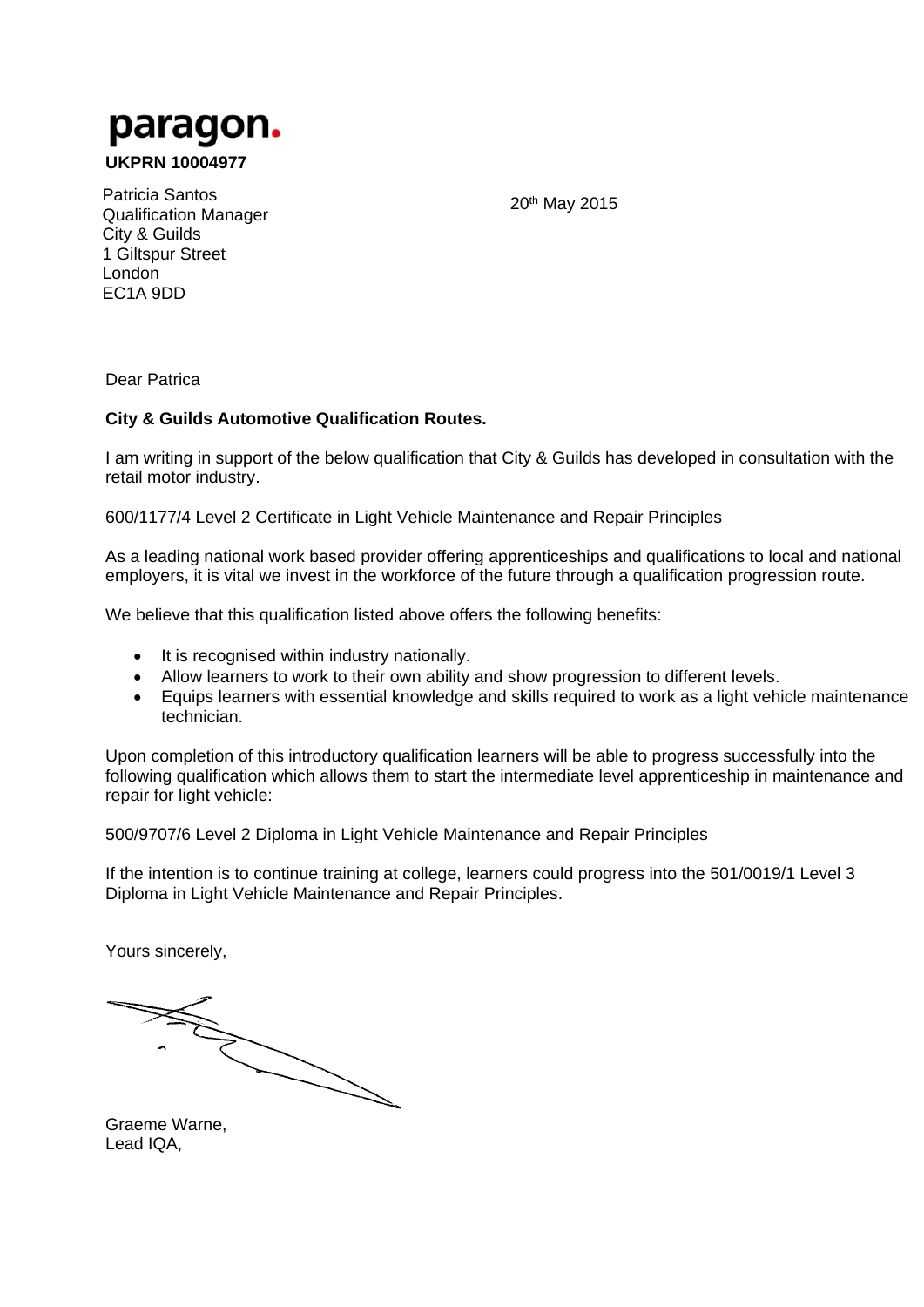**paragon.**

**UKPRN 10004977**

Patricia Santos  
Qualification Manager  
City & Guilds  
1 Giltspur Street  
London  
EC1A 9DD

20th May 2015

Dear Patrica

**City & Guilds Automotive Qualification Routes.**

I am writing in support of the below qualification that City & Guilds has developed in consultation with the retail motor industry.

600/1177/4 Level 2 Certificate in Light Vehicle Maintenance and Repair Principles

As a leading national work based provider offering apprenticeships and qualifications to local and national employers, it is vital we invest in the workforce of the future through a qualification progression route.

We believe that this qualification listed above offers the following benefits:

- It is recognised within industry nationally.
- Allow learners to work to their own ability and show progression to different levels.
- Equips learners with essential knowledge and skills required to work as a light vehicle maintenance technician.

Upon completion of this introductory qualification learners will be able to progress successfully into the following qualification which allows them to start the intermediate level apprenticeship in maintenance and repair for light vehicle:

500/9707/6 Level 2 Diploma in Light Vehicle Maintenance and Repair Principles

If the intention is to continue training at college, learners could progress into the 501/0019/1 Level 3 Diploma in Light Vehicle Maintenance and Repair Principles.

Yours sincerely,

Graeme Warne,  
Lead IQA,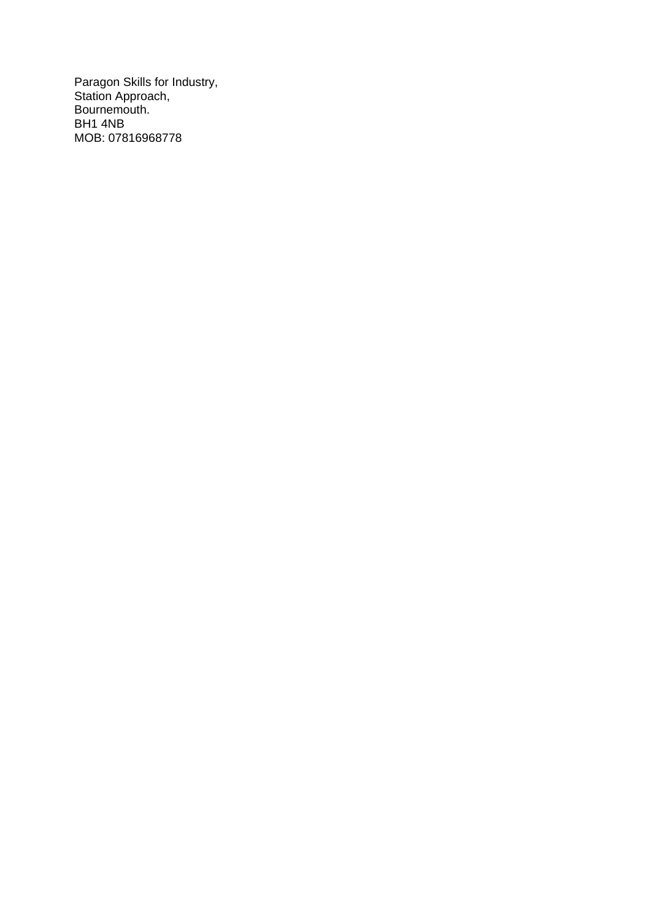Paragon Skills for Industry,
Station Approach,
Bournemouth.
BH1 4NB
MOB: 07816968778